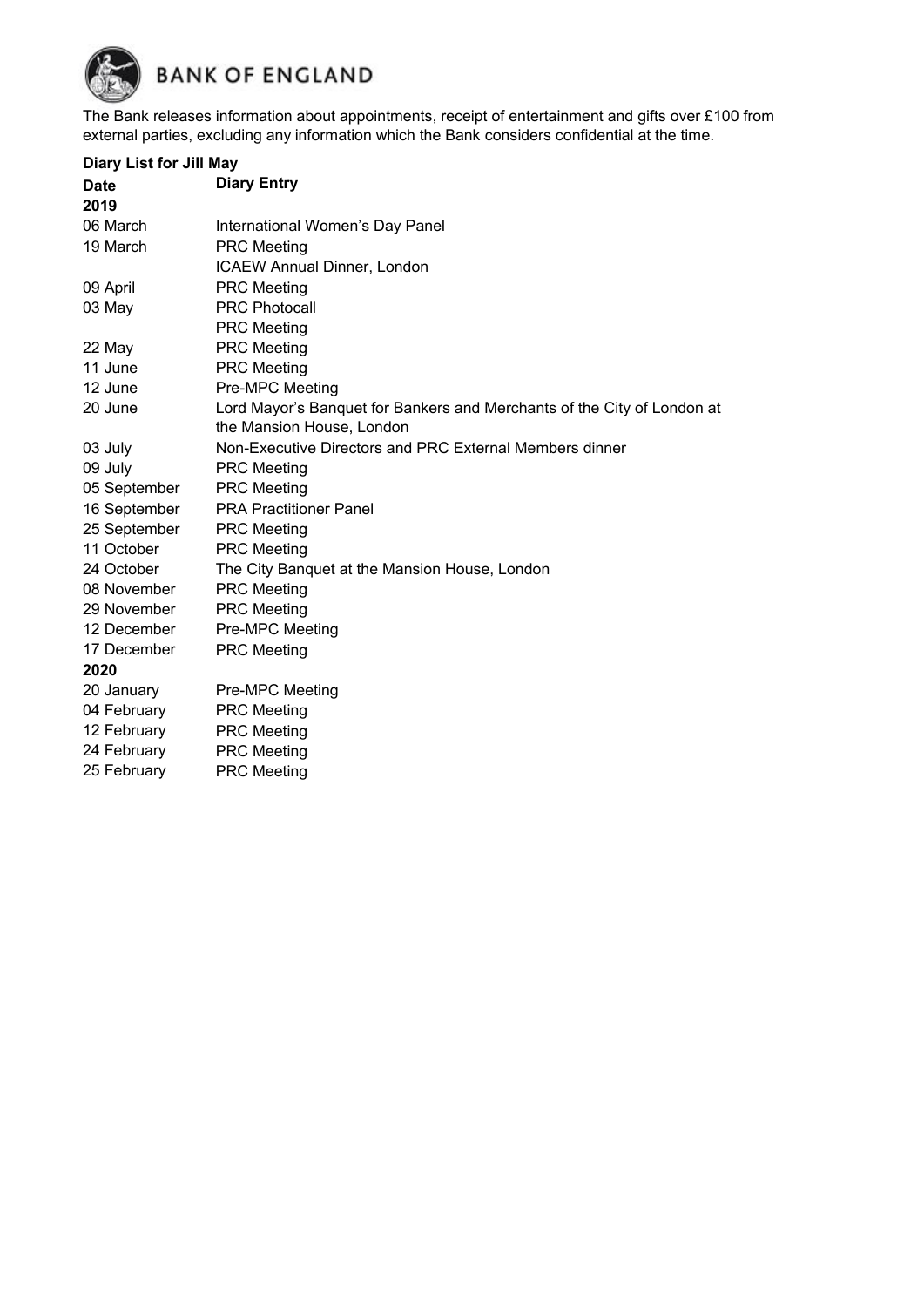# BANK OF ENGLAND

The Bank releases information about appointments, receipt of entertainment and gifts over £100 from external parties, excluding any information which the Bank considers confidential at the time.

**Diary List for Jill May**

| **Date** | **Diary Entry** |
|---|---|
| **2019** | |
| 06 March | International Women's Day Panel |
| 19 March | PRC Meeting |
| | ICAEW Annual Dinner, London |
| 09 April | PRC Meeting |
| 03 May | PRC Photocall |
| | PRC Meeting |
| 22 May | PRC Meeting |
| 11 June | PRC Meeting |
| 12 June | Pre-MPC Meeting |
| 20 June | Lord Mayor's Banquet for Bankers and Merchants of the City of London at the Mansion House, London |
| 03 July | Non-Executive Directors and PRC External Members dinner |
| 09 July | PRC Meeting |
| 05 September | PRC Meeting |
| 16 September | PRA Practitioner Panel |
| 25 September | PRC Meeting |
| 11 October | PRC Meeting |
| 24 October | The City Banquet at the Mansion House, London |
| 08 November | PRC Meeting |
| 29 November | PRC Meeting |
| 12 December | Pre-MPC Meeting |
| 17 December | PRC Meeting |
| **2020** | |
| 20 January | Pre-MPC Meeting |
| 04 February | PRC Meeting |
| 12 February | PRC Meeting |
| 24 February | PRC Meeting |
| 25 February | PRC Meeting |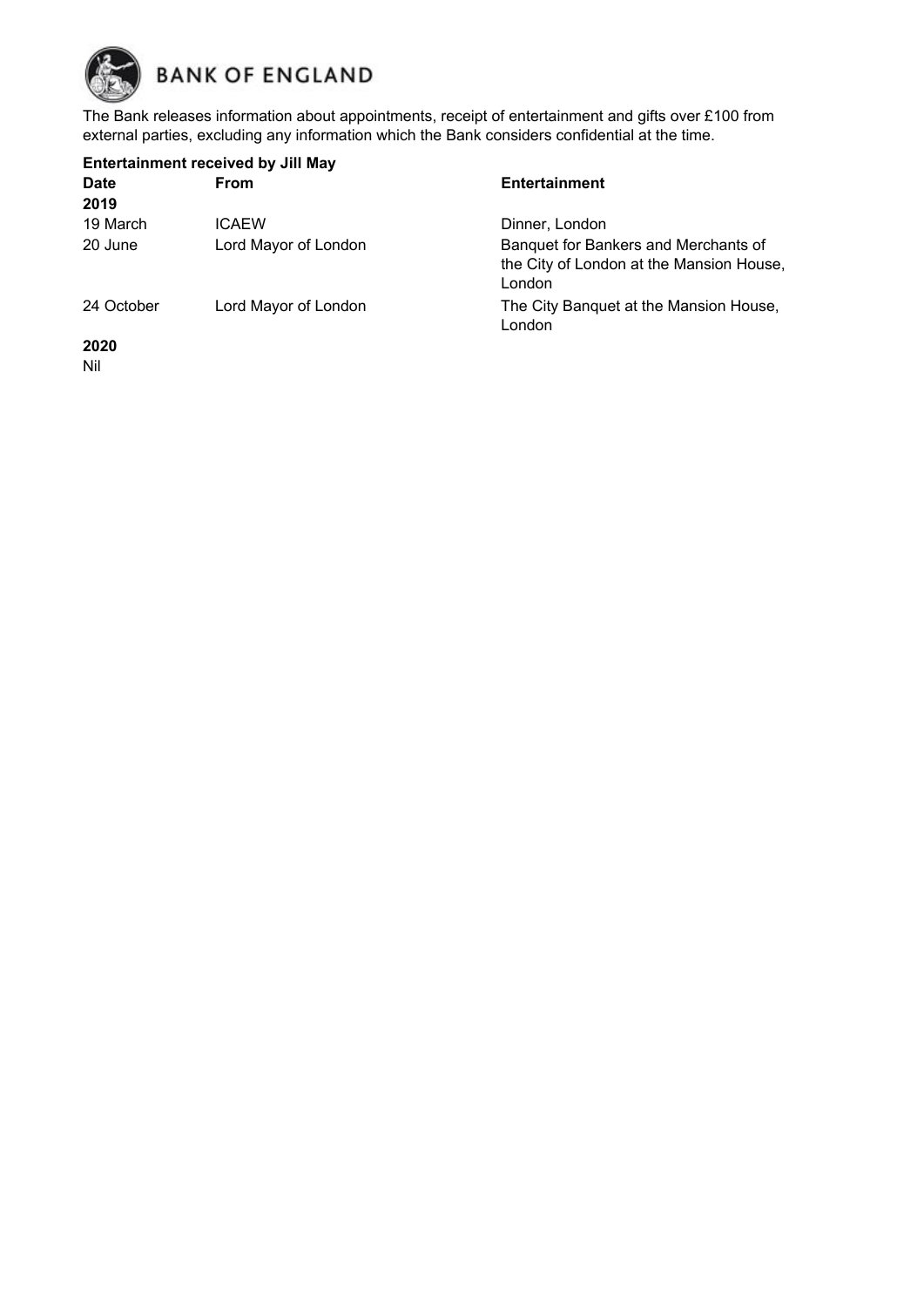# BANK OF ENGLAND

The Bank releases information about appointments, receipt of entertainment and gifts over £100 from external parties, excluding any information which the Bank considers confidential at the time.

**Entertainment received by Jill May**

| **Date** | **From** | **Entertainment** |
|---|---|---|
| **2019** | | |
| 19 March | ICAEW | Dinner, London |
| 20 June | Lord Mayor of London | Banquet for Bankers and Merchants of the City of London at the Mansion House, London |
| 24 October | Lord Mayor of London | The City Banquet at the Mansion House, London |

**2020**

Nil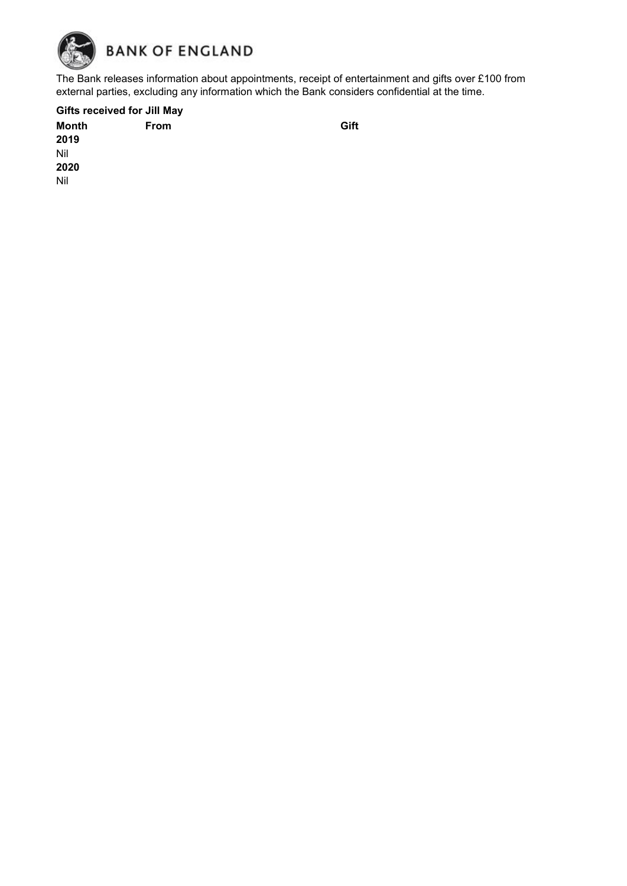BANK OF ENGLAND

The Bank releases information about appointments, receipt of entertainment and gifts over £100 from external parties, excluding any information which the Bank considers confidential at the time.

**Gifts received for Jill May**

| Month | From | Gift |
|---|---|---|
| **2019** | | |
| Nil | | |
| **2020** | | |
| Nil | | |